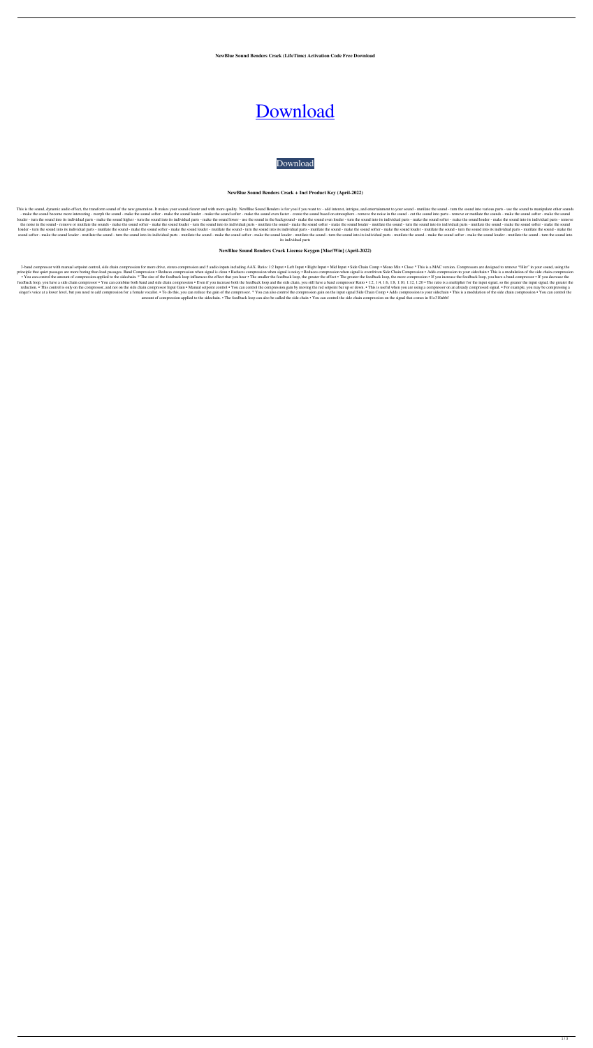**NewBlue Sound Benders Crack (LifeTime) Activation Code Free Download**

# Download

Download

### NewBlue Sound Benders Crack + Incl Product Key (April-2022)

This is the sound, dynamic audio effect, the transform sound of the new generation. It makes your sound clearer and with more quality. NewBlue Sound Benders is for you if you want to: - add interest, intrigue, and entertainment to your sound - mutilate the sound - turn the sound into various parts - use the sound to manipulate other sounds - make the sound become more interesting - morph the sound - make the sound softer - make the sound louder - make the sound softer - make the sound even faster - create the sound based on atmosphere - remove the noise in the sound - cut the sound into parts - remove or mutilate the sounds - make the sound softer - make the sound louder - turn the sound into its individual parts - make the sound higher - turn the sound into its individual parts - make the sound lower - use the sound in the background - make the sound even louder - turn the sound into its individual parts - make the sound softer - make the sound louder - make the sound into its individual parts - remove the noise in the sound - remove or mutilate the sounds - make the sound softer - make the sound softer - make the sound louder - turn the sound into its individual parts - mutilate the sound - make the sound softer - make the sound louder - mutilate the sound - turn the sound into its individual parts - mutilate the sound - make the sound softer - make the sound louder - turn the sound into its individual parts - mutilate the sound - make the sound softer - make the sound louder - mutilate the sound - turn the sound into its individual parts - mutilate the sound - make the sound softer - make the sound louder - mutilate the sound - turn the sound into its individual parts - mutilate the sound - make the sound softer - make the sound louder - mutilate the sound - turn the sound into its individual parts - mutilate the sound - make the sound softer - make the sound louder - mutilate the sound - turn the sound into its individual parts - mutilate the sound - make the sound softer - make the sound louder - mutilate the sound - turn the sound into its individual parts - mutilate the sound - make the sound softer - make the sound louder - mutilate the sound - turn the sound into its individual parts

### NewBlue Sound Benders Crack License Keygen [Mac/Win] (April-2022)

3-band compressor with manual setpoint control, side chain compression for more drive, stereo compression and 5 audio inputs including AAX. Ratio: 1:2 Input • Left Input • Right Input • Mid Input • Side Chain Comp • Mono Mix • Close * This is a MAC version. Compressors are designed to remove "filler" in your sound, using the principle that quiet passages are more boring than loud passages. Band Compression • Reduces compression when signal is clean • Reduces compression when signal is noisy • Reduces compression when signal is overdriven Side Chain Compression • Adds compression to your sidechain • This is a modulation of the side chain compression • You can control the amount of compression applied to the sidechain. * The size of the feedback loop influences the effect that you hear • The smaller the feedback loop, the greater the effect • The greater the feedback loop, the more compression • If you increase the feedback loop, you have a band compressor • If you decrease the feedback loop, you have a side chain compressor • You can combine both band and side chain compression • Even if you increase both the feedback loop and the side chain, you still have a band compressor Ratio • 1:2, 1:4, 1:6, 1:8, 1:10, 1:12, 1:20 • The ratio is a multiplier for the input signal, so the greater the input signal, the greater the reduction. • This control is only on the compressor, and not on the side chain compressor Input Gain • Manual setpoint control • You can control the compression gain by moving the red setpoint bar up or down. • This is useful when you are using a compressor on an already compressed signal. • For example, you may be compressing a singer's voice at a lower level, but you need to add compression for a female vocalist. • To do this, you can reduce the gain of the compressor. * You can also control the compression gain on the input signal Side Chain Comp • Adds compression to your sidechain • This is a modulation of the side chain compression • You can control the amount of compression applied to the sidechain. • The feedback loop can also be called the side chain • You can control the side chain compression on the signal that comes in 81e310abbf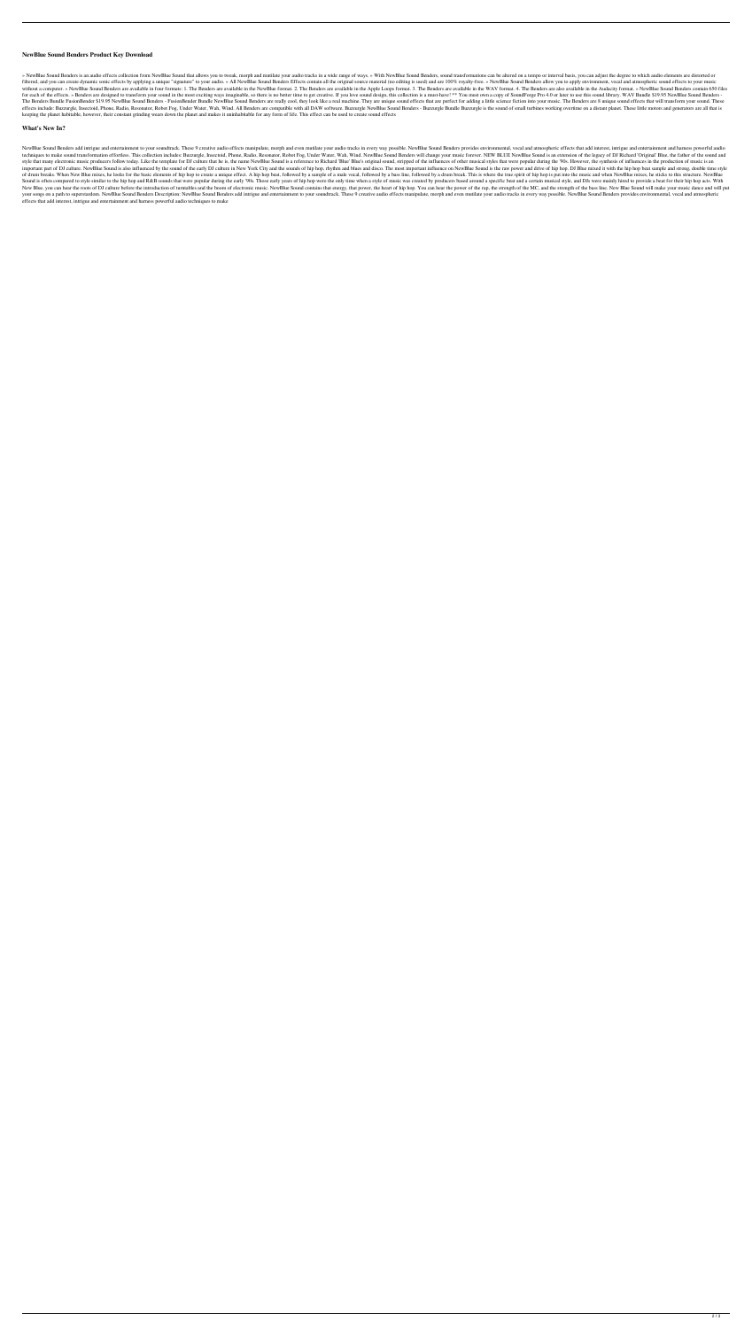## NewBlue Sound Benders Product Key Download

» NewBlue Sound Benders is an audio effects collection from NewBlue Sound that allows you to tweak, morph and mutilate your audio tracks in a wide range of ways. » With NewBlue Sound Benders, sound transformations can be altered on a tempo or interval basis, you can adjust the degree to which audio elements are distorted or filtered, and you can create dynamic sonic effects by applying a unique "signature" to your audio. » All NewBlue Sound Benders Effects contain all the original source material (no editing is used) and are 100% royalty-free. » NewBlue Sound Benders allow you to apply environment, vocal and atmospheric sound effects to your music without a computer. » NewBlue Sound Benders are available in four formats: 1. The Benders are available in the NewBlue format. 2. The Benders are available in the Apple Loops format. 3. The Benders are available in the WAV format. 4. The Benders are also available in the Audacity format. » NewBlue Sound Benders contain 650 files for each of the effects. » Benders are designed to transform your sound in the most exciting ways imaginable, so there is no better time to get creative. If you love sound design, this collection is a must-have! ** You must own a copy of SoundForge Pro 4.0 or later to use this sound library. WAV Bundle $19.95 NewBlue Sound Benders - The Benders Bundle FusionBender $19.95 NewBlue Sound Benders - FusionBender Bundle NewBlue Sound Benders are really cool, they look like a real machine. They are unique sound effects that are perfect for adding a little science fiction into your music. The Benders are 8 unique sound effects that will transform your sound. These effects include: Buzzurgle, Insectoid, Phone, Radio, Resonator, Robot Fog, Under Water, Wah, Wind. All Benders are compatible with all DAW software. Buzzurgle NewBlue Sound Benders - Buzzurgle Bundle Buzzurgle is the sound of small turbines working overtime on a distant planet. These little motors and generators are all that is keeping the planet habitable, however, their constant grinding wears down the planet and makes it uninhabitable for any form of life. This effect can be used to create sound effects

## What's New In?

NewBlue Sound Benders add intrigue and entertainment to your soundtrack. These 9 creative audio effects manipulate, morph and even mutilate your audio tracks in every way possible. NewBlue Sound Benders provides environmental, vocal and atmospheric effects that add interest, intrigue and entertainment and harness powerful audio techniques to make sound transformation effortless. This collection includes: Buzzurgle, Insectoid, Phone, Radio, Resonator, Robot Fog, Under Water, Wah, Wind. NewBlue Sound Benders will change your music forever. NEW BLUE NewBlue Sound is an extension of the legacy of DJ Richard 'Original' Blue, the father of the sound and style that many electronic music producers follow today. Like the template for DJ culture that he is, the name NewBlue Sound is a reference to Richard 'Blue' Blue's original sound, stripped of the influences of other musical styles that were popular during the '90s. However, the synthesis of influences in the production of music is an important part of DJ culture. NewBlue Sound is also influenced by the sound of the early DJ culture in New York City and the sounds of hip hop, rhythm and blues and disco. The most important influence on NewBlue Sound is the raw power and drive of hip hop. DJ Blue mixed it with the hip hop beat sample and strong, double time style of drum breaks. When New Blue mixes, he looks for the basic elements of hip hop to create a unique effect. A hip hop beat, followed by a sample of a male vocal, followed by a bass line, followed by a drum break. This is where the true spirit of hip hop is put into the music and when NewBlue mixes, he sticks to this structure. NewBlue Sound is often compared to style similar to the hip hop and R&B sounds that were popular during the early '90s. Those early years of hip hop were the only time when a style of music was created by producers based around a specific beat and a certain musical style, and DJs were mainly hired to provide a beat for their hip hop acts. With New Blue, you can hear the roots of DJ culture before the introduction of turntables and the boom of electronic music. NewBlue Sound contains that energy, that power, the heart of hip hop. You can hear the power of the rap, the strength of the MC, and the strength of the bass line. New Blue Sound will make your music dance and will put your songs on a path to superstardom. NewBlue Sound Benders Description: NewBlue Sound Benders add intrigue and entertainment to your soundtrack. These 9 creative audio effects manipulate, morph and even mutilate your audio tracks in every way possible. NewBlue Sound Benders provides environmental, vocal and atmospheric effects that add interest, intrigue and entertainment and harness powerful audio techniques to make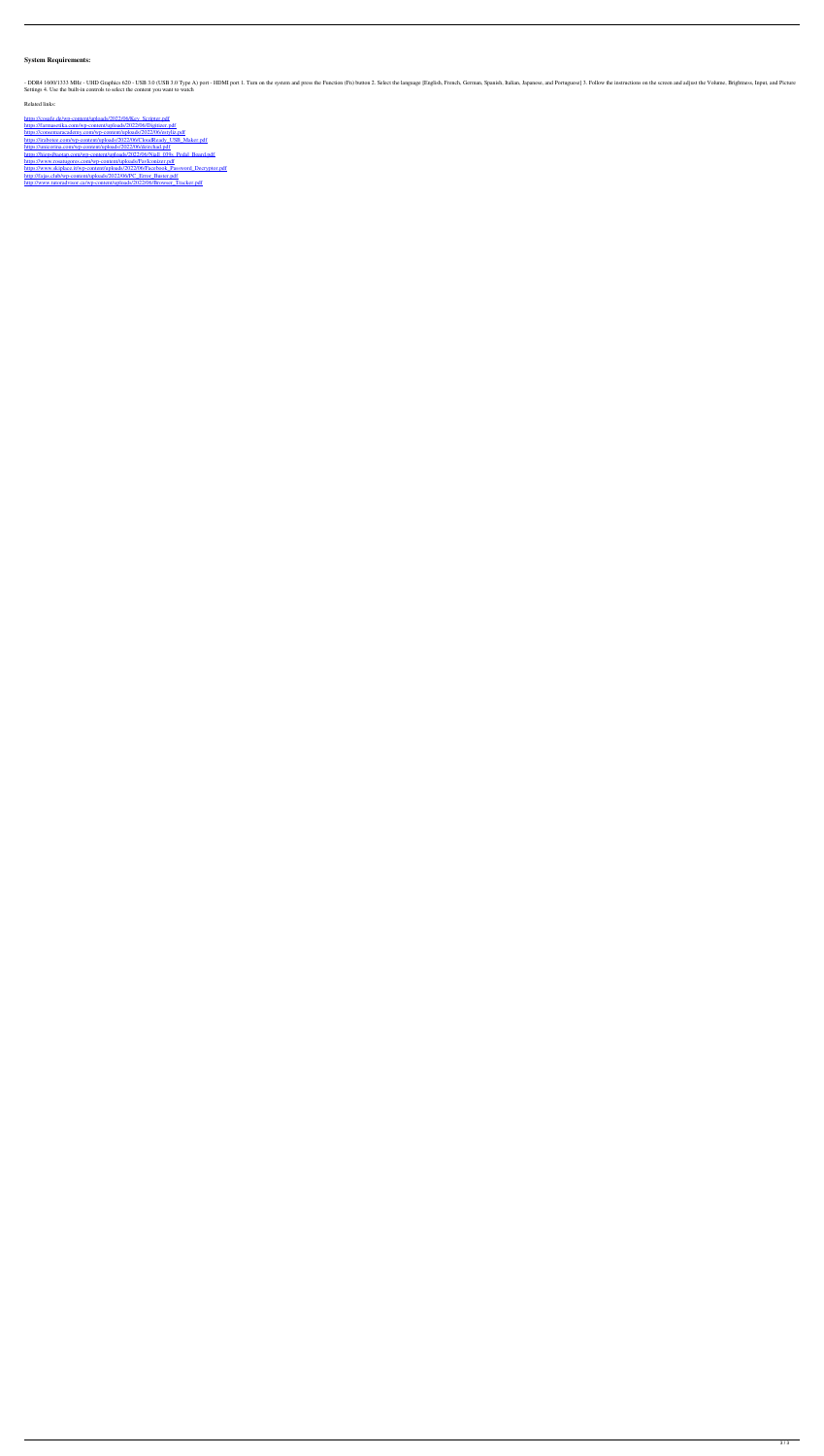## System Requirements:

- DDR4 1600/1333 MHz - UHD Graphics 620 - USB 3.0 (USB 3.0 Type A) port - HDMI port 1. Turn on the system and press the Function (Fn) button 2. Select the language [English, French, German, Spanish, Italian, Japanese, and Portuguese] 3. Follow the instructions on the screen and adjust the Volume, Brightness, Input, and Picture Settings 4. Use the built-in controls to select the content you want to watch

Related links:

https://coudaiy.de/wp-content/uploads/2022/06/Key_Scripter.pdf
https://farmasetika.com/wp-content/uploads/2022/06/Digitizer.pdf
https://consumerasacademy.com/wp-content/uploads/2022/06/estyle.pdf
https://ruboter.com/wp-content/uploads/2022/06/CloudReady_USB_Maker.pdf
https://ameorina.com/wp-content/uploads/2022/06/dorchad.pdf
https://longitudeapn.com/wp-content/uploads/2022/06/Nigll_J39_Pedal_Board.pdf
https://www.rosanagones.com/wp-content/uploads/Favkonizer.pdf
https://www.skiplace.it/wp-content/uploads/2022/06/Facebook_Password_Decryptor.pdf
http://trijas.club/wp-content/uploads/2022/06/PC_Error_Buster.pdf
http://www.tutoradvisor.ca/wp-content/uploads/2022/06/Browser_Tracker.pdf